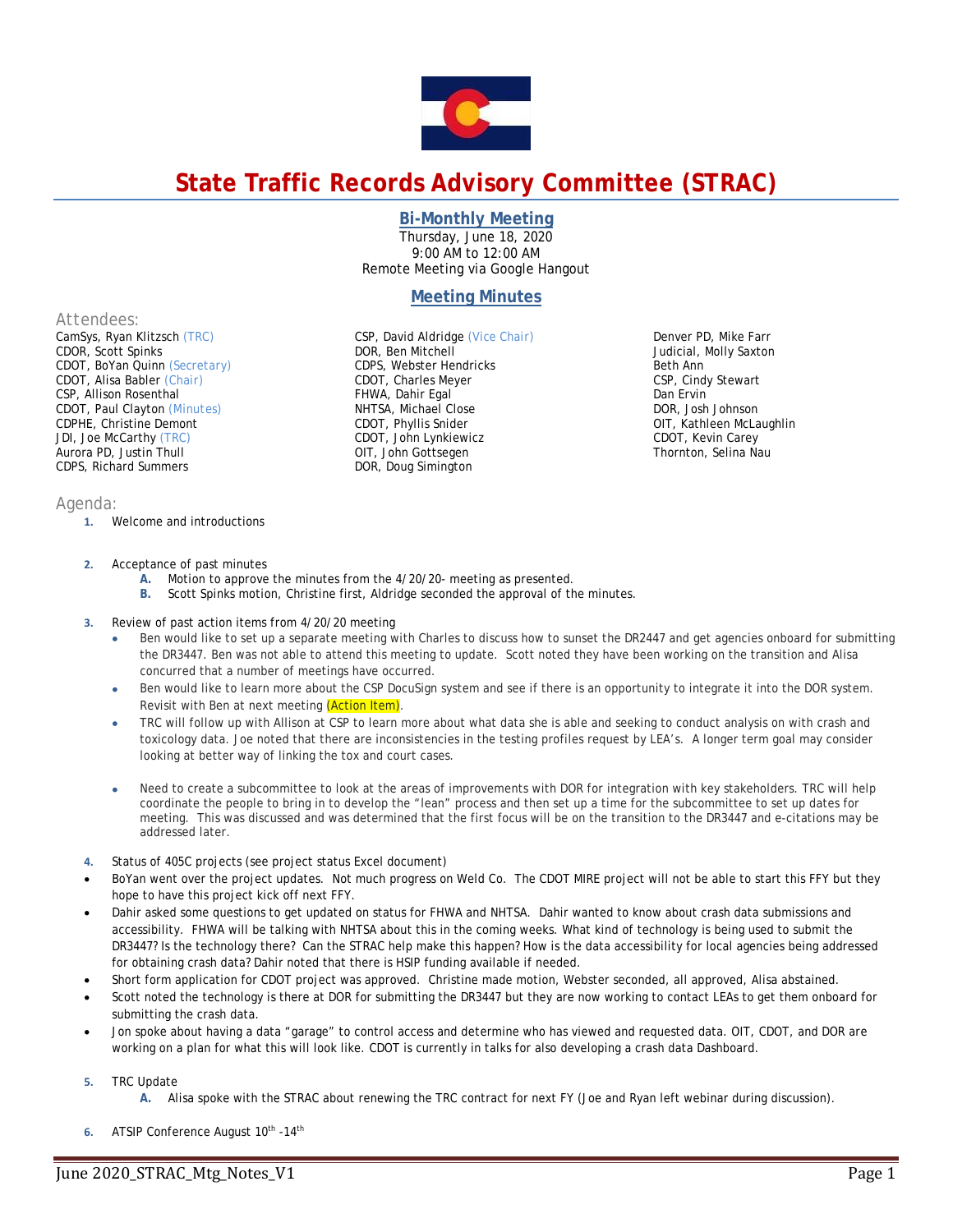# State Traffic Records Advisory Committee (STRAC)

## Bi-Monthly Meeting

Thursday, June 18, 2020
9:00 AM to 12:00 AM
Remote Meeting via Google Hangout

## Meeting Minutes

### Attendees:

CamSys, Ryan Klitzsch (TRC)
CDOR, Scott Spinks
CDOT, BoYan Quinn (Secretary)
CDOT, Alisa Babler (Chair)
CSP, Allison Rosenthal
CDOT, Paul Clayton (Minutes)
CDPHE, Christine Demont
JDI, Joe McCarthy (TRC)
Aurora PD, Justin Thull
CDPS, Richard Summers
CSP, David Aldridge (Vice Chair)
DOR, Ben Mitchell
CDPS, Webster Hendricks
CDOT, Charles Meyer
FHWA, Dahir Egal
NHTSA, Michael Close
CDOT, Phyllis Snider
CDOT, John Lynkiewicz
OIT, John Gottsegen
DOR, Doug Simington
Denver PD, Mike Farr
Judicial, Molly Saxton
Beth Ann
CSP, Cindy Stewart
Dan Ervin
DOR, Josh Johnson
OIT, Kathleen McLaughlin
CDOT, Kevin Carey
Thornton, Selina Nau

### Agenda:

1. Welcome and introductions

2. Acceptance of past minutes
   A. Motion to approve the minutes from the 4/20/20- meeting as presented.
   B. Scott Spinks motion, Christine first, Aldridge seconded the approval of the minutes.

3. Review of past action items from 4/20/20 meeting
   - Ben would like to set up a separate meeting with Charles to discuss how to sunset the DR2447 and get agencies onboard for submitting the DR3447. Ben was not able to attend this meeting to update. Scott noted they have been working on the transition and Alisa concurred that a number of meetings have occurred.
   - Ben would like to learn more about the CSP DocuSign system and see if there is an opportunity to integrate it into the DOR system. Revisit with Ben at next meeting (Action Item).
   - TRC will follow up with Allison at CSP to learn more about what data she is able and seeking to conduct analysis on with crash and toxicology data. Joe noted that there are inconsistencies in the testing profiles request by LEA's. A longer term goal may consider looking at better way of linking the tox and court cases.
   - Need to create a subcommittee to look at the areas of improvements with DOR for integration with key stakeholders. TRC will help coordinate the people to bring in to develop the "lean" process and then set up a time for the subcommittee to set up dates for meeting. This was discussed and was determined that the first focus will be on the transition to the DR3447 and e-citations may be addressed later.

4. Status of 405C projects (see project status Excel document)

- BoYan went over the project updates. Not much progress on Weld Co. The CDOT MIRE project will not be able to start this FFY but they hope to have this project kick off next FFY.
- Dahir asked some questions to get updated on status for FHWA and NHTSA. Dahir wanted to know about crash data submissions and accessibility. FHWA will be talking with NHTSA about this in the coming weeks. What kind of technology is being used to submit the DR3447? Is the technology there? Can the STRAC help make this happen? How is the data accessibility for local agencies being addressed for obtaining crash data? Dahir noted that there is HSIP funding available if needed.
- Short form application for CDOT project was approved. Christine made motion, Webster seconded, all approved, Alisa abstained.
- Scott noted the technology is there at DOR for submitting the DR3447 but they are now working to contact LEAs to get them onboard for submitting the crash data.
- Jon spoke about having a data "garage" to control access and determine who has viewed and requested data. OIT, CDOT, and DOR are working on a plan for what this will look like. CDOT is currently in talks for also developing a crash data Dashboard.

5. TRC Update
   A. Alisa spoke with the STRAC about renewing the TRC contract for next FY (Joe and Ryan left webinar during discussion).

6. ATSIP Conference August 10th -14th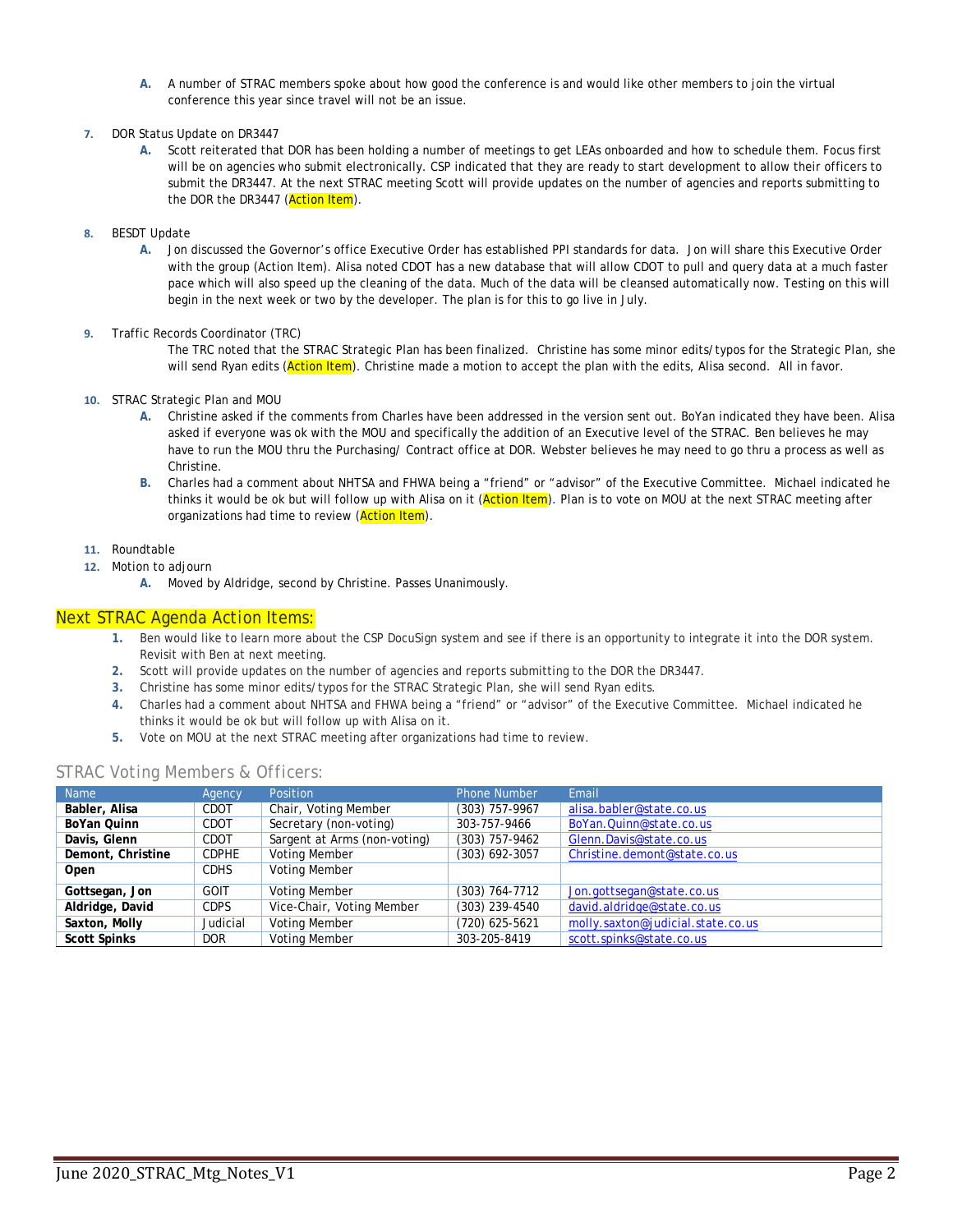A. A number of STRAC members spoke about how good the conference is and would like other members to join the virtual conference this year since travel will not be an issue.

7. DOR Status Update on DR3447
   A. Scott reiterated that DOR has been holding a number of meetings to get LEAs onboarded and how to schedule them. Focus first will be on agencies who submit electronically. CSP indicated that they are ready to start development to allow their officers to submit the DR3447. At the next STRAC meeting Scott will provide updates on the number of agencies and reports submitting to the DOR the DR3447 (Action Item).

8. BESDT Update
   A. Jon discussed the Governor's office Executive Order has established PPI standards for data. Jon will share this Executive Order with the group (Action Item). Alisa noted CDOT has a new database that will allow CDOT to pull and query data at a much faster pace which will also speed up the cleaning of the data. Much of the data will be cleansed automatically now. Testing on this will begin in the next week or two by the developer. The plan is for this to go live in July.

9. Traffic Records Coordinator (TRC)
   The TRC noted that the STRAC Strategic Plan has been finalized. Christine has some minor edits/typos for the Strategic Plan, she will send Ryan edits (Action Item). Christine made a motion to accept the plan with the edits, Alisa second. All in favor.

10. STRAC Strategic Plan and MOU
    A. Christine asked if the comments from Charles have been addressed in the version sent out. BoYan indicated they have been. Alisa asked if everyone was ok with the MOU and specifically the addition of an Executive level of the STRAC. Ben believes he may have to run the MOU thru the Purchasing/ Contract office at DOR. Webster believes he may need to go thru a process as well as Christine.
    B. Charles had a comment about NHTSA and FHWA being a "friend" or "advisor" of the Executive Committee. Michael indicated he thinks it would be ok but will follow up with Alisa on it (Action Item). Plan is to vote on MOU at the next STRAC meeting after organizations had time to review (Action Item).

11. Roundtable
12. Motion to adjourn
    A. Moved by Aldridge, second by Christine. Passes Unanimously.

## Next STRAC Agenda Action Items:

1. Ben would like to learn more about the CSP DocuSign system and see if there is an opportunity to integrate it into the DOR system. Revisit with Ben at next meeting.
2. Scott will provide updates on the number of agencies and reports submitting to the DOR the DR3447.
3. Christine has some minor edits/typos for the STRAC Strategic Plan, she will send Ryan edits.
4. Charles had a comment about NHTSA and FHWA being a "friend" or "advisor" of the Executive Committee. Michael indicated he thinks it would be ok but will follow up with Alisa on it.
5. Vote on MOU at the next STRAC meeting after organizations had time to review.

## STRAC Voting Members & Officers:

| Name | Agency | Position | Phone Number | Email |
|---|---|---|---|---|
| **Babler, Alisa** | CDOT | Chair, Voting Member | (303) 757-9967 | alisa.babler@state.co.us |
| **BoYan Quinn** | CDOT | Secretary (non-voting) | 303-757-9466 | BoYan.Quinn@state.co.us |
| **Davis, Glenn** | CDOT | Sargent at Arms (non-voting) | (303) 757-9462 | Glenn.Davis@state.co.us |
| **Demont, Christine** | CDPHE | Voting Member | (303) 692-3057 | Christine.demont@state.co.us |
| **Open** | CDHS | Voting Member | | |
| **Gottsegan, Jon** | GOIT | Voting Member | (303) 764-7712 | Jon.gottsegan@state.co.us |
| **Aldridge, David** | CDPS | Vice-Chair, Voting Member | (303) 239-4540 | david.aldridge@state.co.us |
| **Saxton, Molly** | Judicial | Voting Member | (720) 625-5621 | molly.saxton@judicial.state.co.us |
| **Scott Spinks** | DOR | Voting Member | 303-205-8419 | scott.spinks@state.co.us |